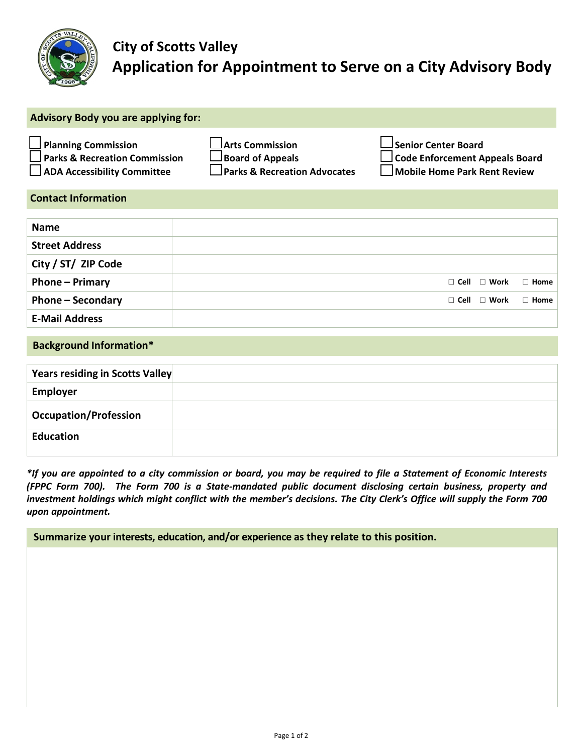# City of Scotts Valley

# Application for Appointment to Serve on a City Advisory Body

## Advisory Body you are applying for:

- ☐ Planning Commission
- ☐ Parks & Recreation Commission
- ☐ ADA Accessibility Committee
- ☐ Arts Commission
- ☐ Board of Appeals
- ☐ Parks & Recreation Advocates
- ☐ Senior Center Board
- ☐ Code Enforcement Appeals Board
- ☐ Mobile Home Park Rent Review

## Contact Information

| | |
|---|---|
| **Name** | |
| **Street Address** | |
| **City / ST/ ZIP Code** | |
| **Phone – Primary** | ☐ Cell ☐ Work ☐ Home |
| **Phone – Secondary** | ☐ Cell ☐ Work ☐ Home |
| **E-Mail Address** | |

## Background Information*

| | |
|---|---|
| **Years residing in Scotts Valley** | |
| **Employer** | |
| **Occupation/Profession** | |
| **Education** | |

***If you are appointed to a city commission or board, you may be required to file a Statement of Economic Interests (FPPC Form 700). The Form 700 is a State-mandated public document disclosing certain business, property and investment holdings which might conflict with the member's decisions. The City Clerk's Office will supply the Form 700 upon appointment.***

## Summarize your interests, education, and/or experience as they relate to this position.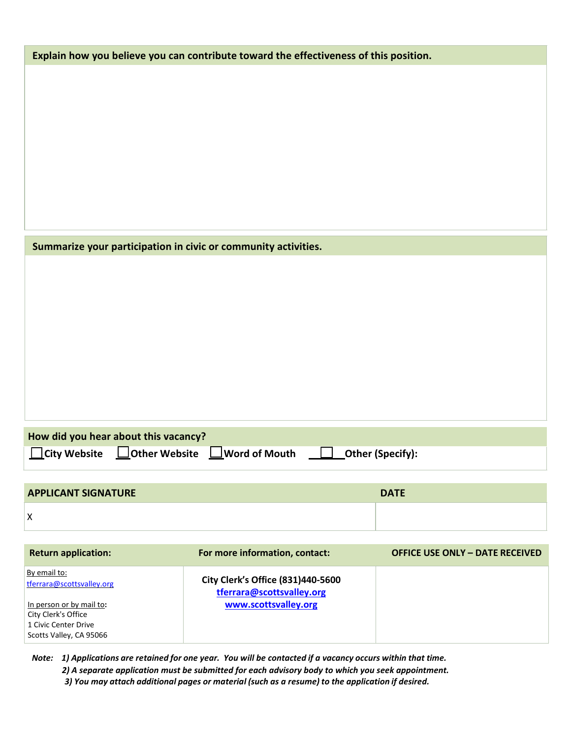**Explain how you believe you can contribute toward the effectiveness of this position.**

**Summarize your participation in civic or community activities.**

**How did you hear about this vacancy?**

☐ **City Website** ☐ **Other Website** ☐ **Word of Mouth** ☐ **Other (Specify):**

| APPLICANT SIGNATURE | DATE |
| --- | --- |
| X | |

| Return application: | For more information, contact: | OFFICE USE ONLY – DATE RECEIVED |
| --- | --- | --- |
| By email to: tferrara@scottsvalley.org<br><br>In person or by mail to: City Clerk's Office 1 Civic Center Drive Scotts Valley, CA 95066 | **City Clerk's Office (831)440-5600** **tferrara@scottsvalley.org** **www.scottsvalley.org** | |

***Note:*** *1) Applications are retained for one year. You will be contacted if a vacancy occurs within that time.*
*2) A separate application must be submitted for each advisory body to which you seek appointment.*
*3) You may attach additional pages or material (such as a resume) to the application if desired.*